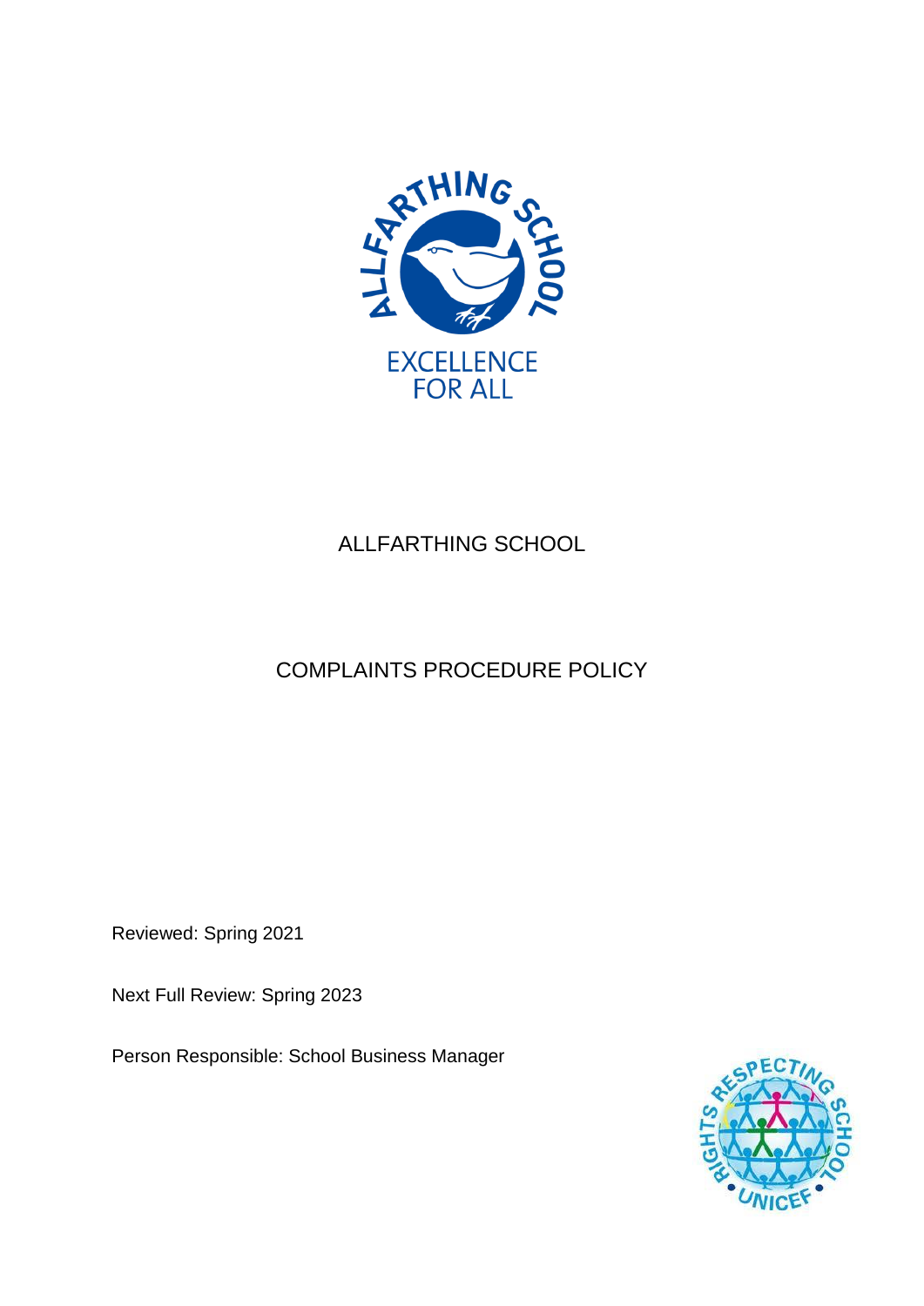# ALLFARTHING SCHOOL

## COMPLAINTS PROCEDURE POLICY

Reviewed: Spring 2021

Next Full Review: Spring 2023

Person Responsible: School Business Manager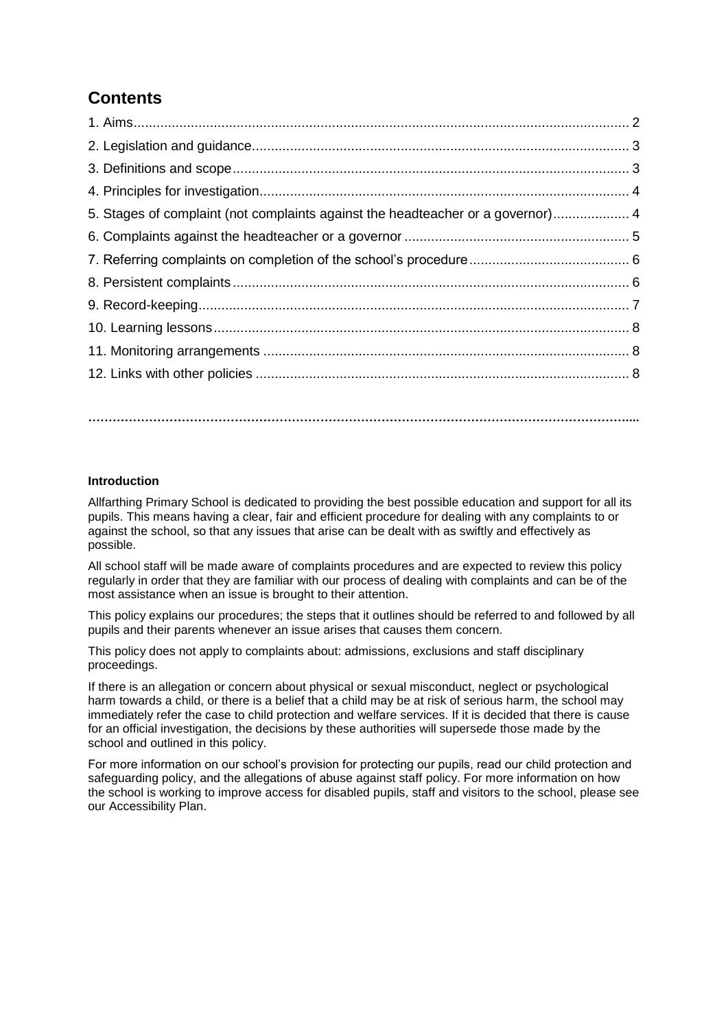## Contents

1. Aims .......... 2
2. Legislation and guidance .......... 3
3. Definitions and scope .......... 3
4. Principles for investigation .......... 4
5. Stages of complaint (not complaints against the headteacher or a governor) .......... 4
6. Complaints against the headteacher or a governor .......... 5
7. Referring complaints on completion of the school's procedure .......... 6
8. Persistent complaints .......... 6
9. Record-keeping .......... 7
10. Learning lessons .......... 8
11. Monitoring arrangements .......... 8
12. Links with other policies .......... 8

…………………………………………………………………………………………………………………….

**Introduction**

Allfarthing Primary School is dedicated to providing the best possible education and support for all its pupils. This means having a clear, fair and efficient procedure for dealing with any complaints to or against the school, so that any issues that arise can be dealt with as swiftly and effectively as possible.

All school staff will be made aware of complaints procedures and are expected to review this policy regularly in order that they are familiar with our process of dealing with complaints and can be of the most assistance when an issue is brought to their attention.

This policy explains our procedures; the steps that it outlines should be referred to and followed by all pupils and their parents whenever an issue arises that causes them concern.

This policy does not apply to complaints about: admissions, exclusions and staff disciplinary proceedings.

If there is an allegation or concern about physical or sexual misconduct, neglect or psychological harm towards a child, or there is a belief that a child may be at risk of serious harm, the school may immediately refer the case to child protection and welfare services. If it is decided that there is cause for an official investigation, the decisions by these authorities will supersede those made by the school and outlined in this policy.

For more information on our school's provision for protecting our pupils, read our child protection and safeguarding policy, and the allegations of abuse against staff policy. For more information on how the school is working to improve access for disabled pupils, staff and visitors to the school, please see our Accessibility Plan.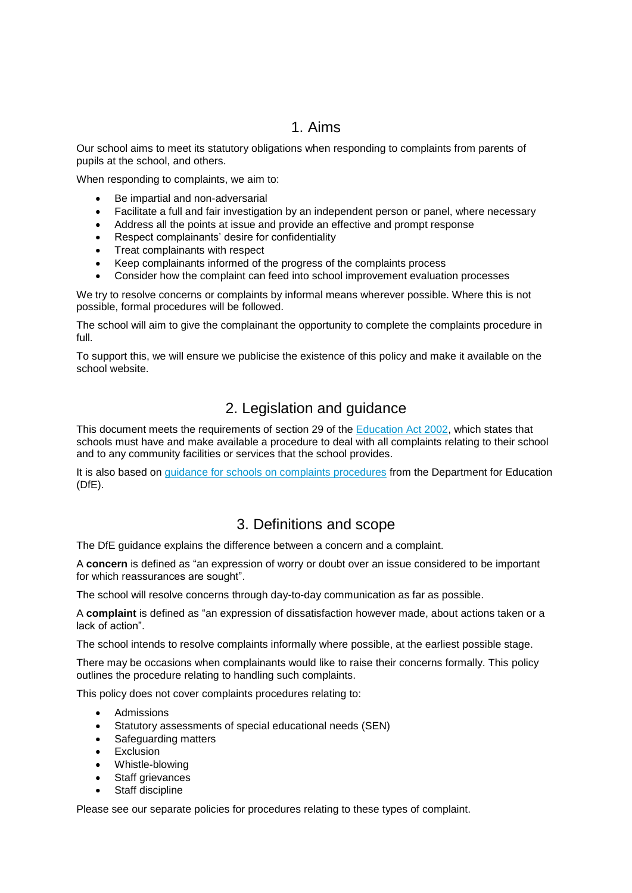## 1. Aims

Our school aims to meet its statutory obligations when responding to complaints from parents of pupils at the school, and others.

When responding to complaints, we aim to:

- Be impartial and non-adversarial
- Facilitate a full and fair investigation by an independent person or panel, where necessary
- Address all the points at issue and provide an effective and prompt response
- Respect complainants' desire for confidentiality
- Treat complainants with respect
- Keep complainants informed of the progress of the complaints process
- Consider how the complaint can feed into school improvement evaluation processes

We try to resolve concerns or complaints by informal means wherever possible. Where this is not possible, formal procedures will be followed.

The school will aim to give the complainant the opportunity to complete the complaints procedure in full.

To support this, we will ensure we publicise the existence of this policy and make it available on the school website.

## 2. Legislation and guidance

This document meets the requirements of section 29 of the Education Act 2002, which states that schools must have and make available a procedure to deal with all complaints relating to their school and to any community facilities or services that the school provides.

It is also based on guidance for schools on complaints procedures from the Department for Education (DfE).

## 3. Definitions and scope

The DfE guidance explains the difference between a concern and a complaint.

A **concern** is defined as "an expression of worry or doubt over an issue considered to be important for which reassurances are sought".

The school will resolve concerns through day-to-day communication as far as possible.

A **complaint** is defined as "an expression of dissatisfaction however made, about actions taken or a lack of action".

The school intends to resolve complaints informally where possible, at the earliest possible stage.

There may be occasions when complainants would like to raise their concerns formally. This policy outlines the procedure relating to handling such complaints.

This policy does not cover complaints procedures relating to:

- Admissions
- Statutory assessments of special educational needs (SEN)
- Safeguarding matters
- Exclusion
- Whistle-blowing
- Staff grievances
- Staff discipline

Please see our separate policies for procedures relating to these types of complaint.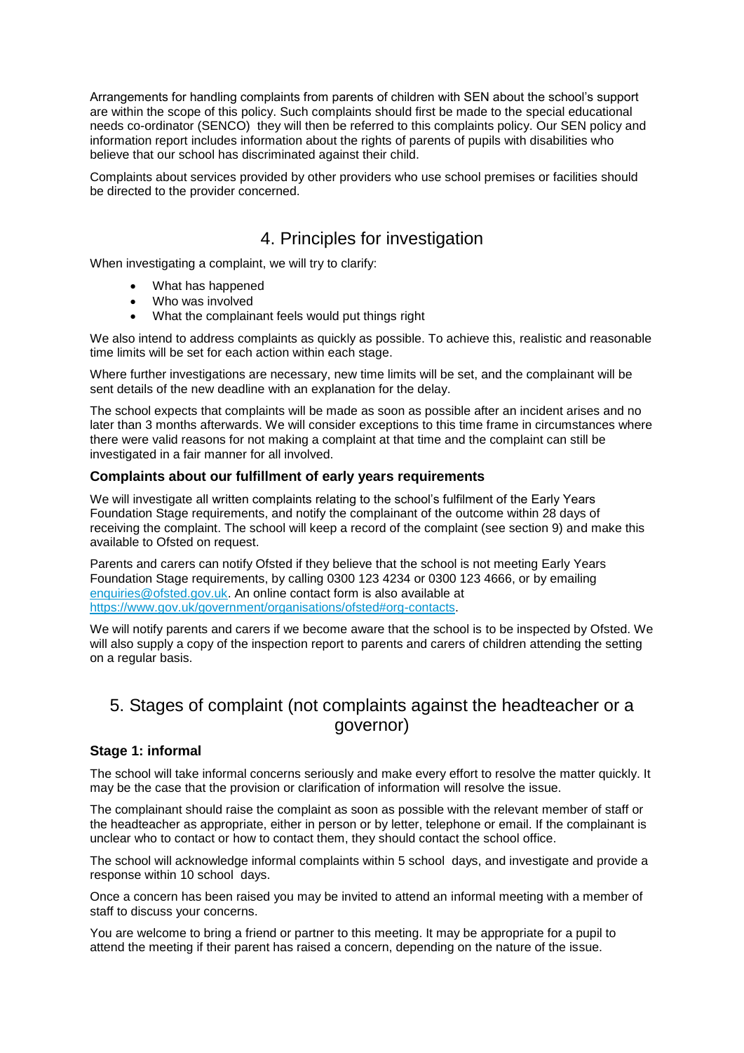Arrangements for handling complaints from parents of children with SEN about the school's support are within the scope of this policy. Such complaints should first be made to the special educational needs co-ordinator (SENCO) they will then be referred to this complaints policy. Our SEN policy and information report includes information about the rights of parents of pupils with disabilities who believe that our school has discriminated against their child.

Complaints about services provided by other providers who use school premises or facilities should be directed to the provider concerned.

## 4. Principles for investigation

When investigating a complaint, we will try to clarify:

- What has happened
- Who was involved
- What the complainant feels would put things right

We also intend to address complaints as quickly as possible. To achieve this, realistic and reasonable time limits will be set for each action within each stage.

Where further investigations are necessary, new time limits will be set, and the complainant will be sent details of the new deadline with an explanation for the delay.

The school expects that complaints will be made as soon as possible after an incident arises and no later than 3 months afterwards. We will consider exceptions to this time frame in circumstances where there were valid reasons for not making a complaint at that time and the complaint can still be investigated in a fair manner for all involved.

### Complaints about our fulfillment of early years requirements

We will investigate all written complaints relating to the school's fulfilment of the Early Years Foundation Stage requirements, and notify the complainant of the outcome within 28 days of receiving the complaint. The school will keep a record of the complaint (see section 9) and make this available to Ofsted on request.

Parents and carers can notify Ofsted if they believe that the school is not meeting Early Years Foundation Stage requirements, by calling 0300 123 4234 or 0300 123 4666, or by emailing enquiries@ofsted.gov.uk. An online contact form is also available at https://www.gov.uk/government/organisations/ofsted#org-contacts.

We will notify parents and carers if we become aware that the school is to be inspected by Ofsted. We will also supply a copy of the inspection report to parents and carers of children attending the setting on a regular basis.

## 5. Stages of complaint (not complaints against the headteacher or a governor)

### Stage 1: informal

The school will take informal concerns seriously and make every effort to resolve the matter quickly. It may be the case that the provision or clarification of information will resolve the issue.

The complainant should raise the complaint as soon as possible with the relevant member of staff or the headteacher as appropriate, either in person or by letter, telephone or email. If the complainant is unclear who to contact or how to contact them, they should contact the school office.

The school will acknowledge informal complaints within 5 school days, and investigate and provide a response within 10 school days.

Once a concern has been raised you may be invited to attend an informal meeting with a member of staff to discuss your concerns.

You are welcome to bring a friend or partner to this meeting. It may be appropriate for a pupil to attend the meeting if their parent has raised a concern, depending on the nature of the issue.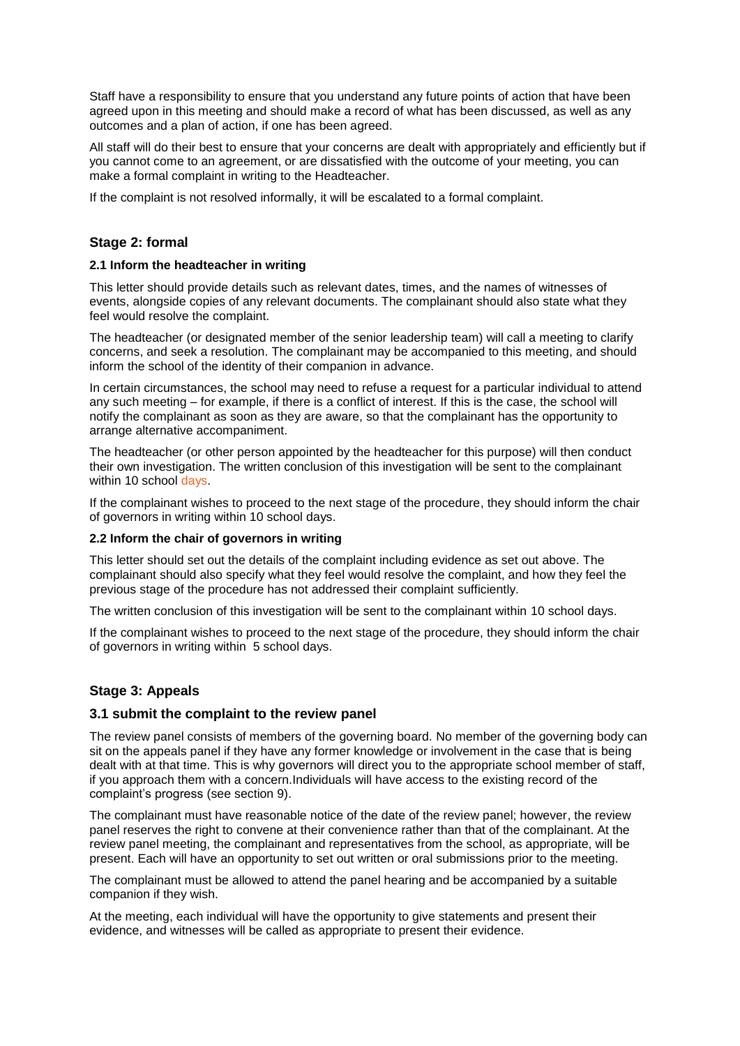Staff have a responsibility to ensure that you understand any future points of action that have been agreed upon in this meeting and should make a record of what has been discussed, as well as any outcomes and a plan of action, if one has been agreed.

All staff will do their best to ensure that your concerns are dealt with appropriately and efficiently but if you cannot come to an agreement, or are dissatisfied with the outcome of your meeting, you can make a formal complaint in writing to the Headteacher.

If the complaint is not resolved informally, it will be escalated to a formal complaint.

## Stage 2: formal

#### 2.1 Inform the headteacher in writing

This letter should provide details such as relevant dates, times, and the names of witnesses of events, alongside copies of any relevant documents. The complainant should also state what they feel would resolve the complaint.

The headteacher (or designated member of the senior leadership team) will call a meeting to clarify concerns, and seek a resolution. The complainant may be accompanied to this meeting, and should inform the school of the identity of their companion in advance.

In certain circumstances, the school may need to refuse a request for a particular individual to attend any such meeting – for example, if there is a conflict of interest. If this is the case, the school will notify the complainant as soon as they are aware, so that the complainant has the opportunity to arrange alternative accompaniment.

The headteacher (or other person appointed by the headteacher for this purpose) will then conduct their own investigation. The written conclusion of this investigation will be sent to the complainant within 10 school days.

If the complainant wishes to proceed to the next stage of the procedure, they should inform the chair of governors in writing within 10 school days.

#### 2.2 Inform the chair of governors in writing

This letter should set out the details of the complaint including evidence as set out above. The complainant should also specify what they feel would resolve the complaint, and how they feel the previous stage of the procedure has not addressed their complaint sufficiently.

The written conclusion of this investigation will be sent to the complainant within 10 school days.

If the complainant wishes to proceed to the next stage of the procedure, they should inform the chair of governors in writing within 5 school days.

## Stage 3: Appeals

### 3.1 submit the complaint to the review panel

The review panel consists of members of the governing board. No member of the governing body can sit on the appeals panel if they have any former knowledge or involvement in the case that is being dealt with at that time. This is why governors will direct you to the appropriate school member of staff, if you approach them with a concern.Individuals will have access to the existing record of the complaint's progress (see section 9).

The complainant must have reasonable notice of the date of the review panel; however, the review panel reserves the right to convene at their convenience rather than that of the complainant. At the review panel meeting, the complainant and representatives from the school, as appropriate, will be present. Each will have an opportunity to set out written or oral submissions prior to the meeting.

The complainant must be allowed to attend the panel hearing and be accompanied by a suitable companion if they wish.

At the meeting, each individual will have the opportunity to give statements and present their evidence, and witnesses will be called as appropriate to present their evidence.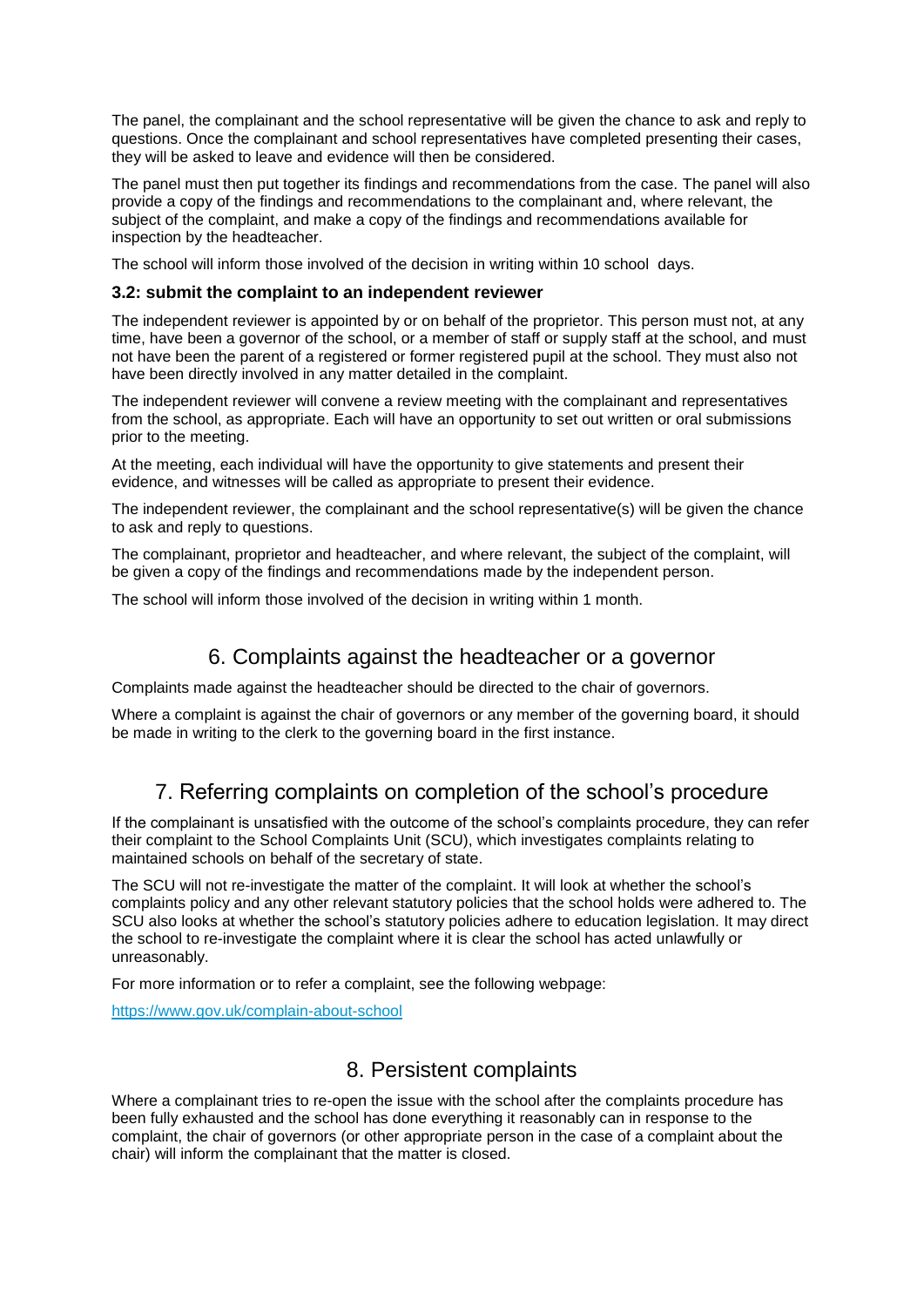The panel, the complainant and the school representative will be given the chance to ask and reply to questions. Once the complainant and school representatives have completed presenting their cases, they will be asked to leave and evidence will then be considered.

The panel must then put together its findings and recommendations from the case. The panel will also provide a copy of the findings and recommendations to the complainant and, where relevant, the subject of the complaint, and make a copy of the findings and recommendations available for inspection by the headteacher.

The school will inform those involved of the decision in writing within 10 school days.

### 3.2: submit the complaint to an independent reviewer

The independent reviewer is appointed by or on behalf of the proprietor. This person must not, at any time, have been a governor of the school, or a member of staff or supply staff at the school, and must not have been the parent of a registered or former registered pupil at the school. They must also not have been directly involved in any matter detailed in the complaint.

The independent reviewer will convene a review meeting with the complainant and representatives from the school, as appropriate. Each will have an opportunity to set out written or oral submissions prior to the meeting.

At the meeting, each individual will have the opportunity to give statements and present their evidence, and witnesses will be called as appropriate to present their evidence.

The independent reviewer, the complainant and the school representative(s) will be given the chance to ask and reply to questions.

The complainant, proprietor and headteacher, and where relevant, the subject of the complaint, will be given a copy of the findings and recommendations made by the independent person.

The school will inform those involved of the decision in writing within 1 month.

## 6. Complaints against the headteacher or a governor

Complaints made against the headteacher should be directed to the chair of governors.

Where a complaint is against the chair of governors or any member of the governing board, it should be made in writing to the clerk to the governing board in the first instance.

## 7. Referring complaints on completion of the school's procedure

If the complainant is unsatisfied with the outcome of the school's complaints procedure, they can refer their complaint to the School Complaints Unit (SCU), which investigates complaints relating to maintained schools on behalf of the secretary of state.

The SCU will not re-investigate the matter of the complaint. It will look at whether the school's complaints policy and any other relevant statutory policies that the school holds were adhered to. The SCU also looks at whether the school's statutory policies adhere to education legislation. It may direct the school to re-investigate the complaint where it is clear the school has acted unlawfully or unreasonably.

For more information or to refer a complaint, see the following webpage:

https://www.gov.uk/complain-about-school

## 8. Persistent complaints

Where a complainant tries to re-open the issue with the school after the complaints procedure has been fully exhausted and the school has done everything it reasonably can in response to the complaint, the chair of governors (or other appropriate person in the case of a complaint about the chair) will inform the complainant that the matter is closed.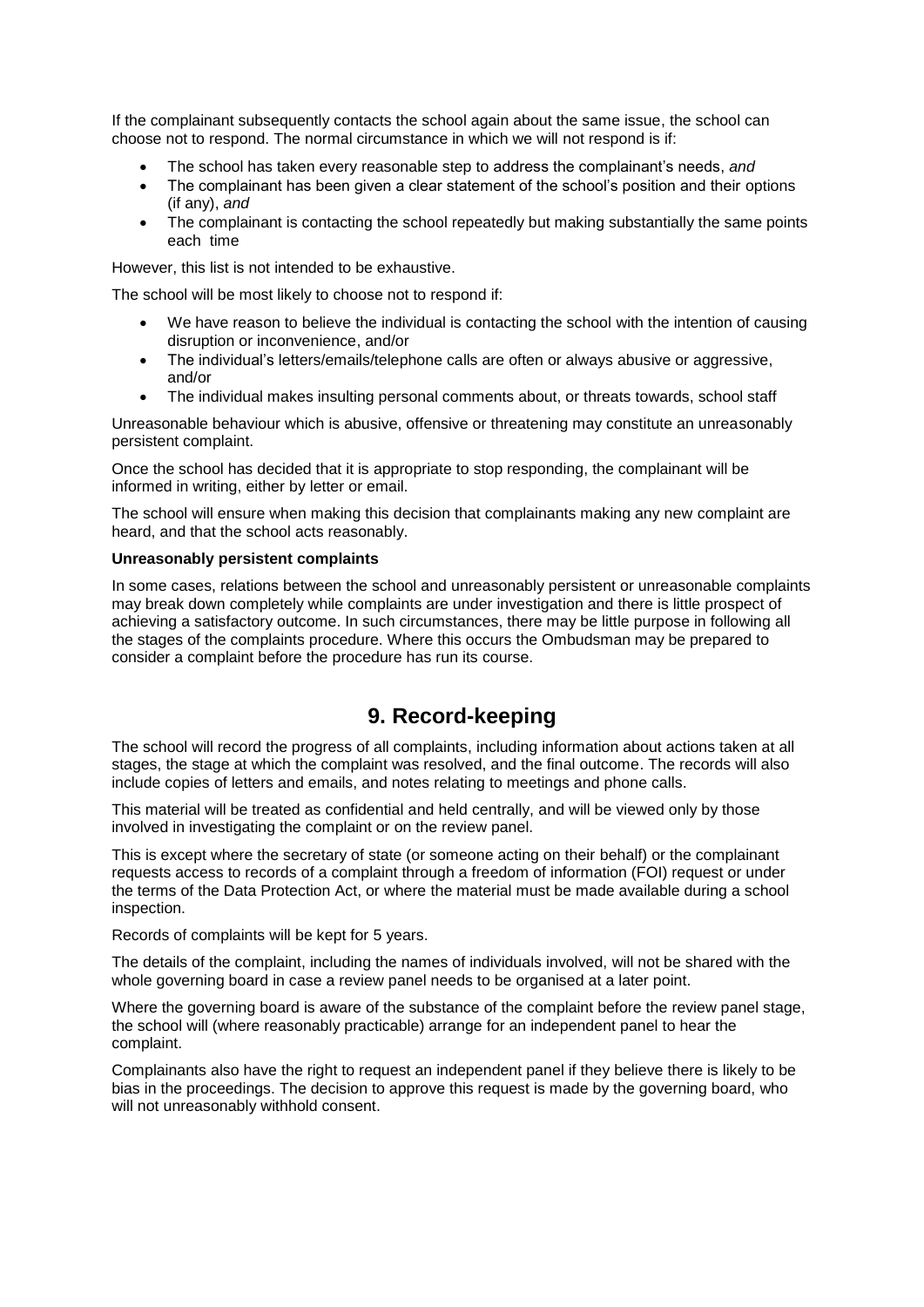If the complainant subsequently contacts the school again about the same issue, the school can choose not to respond. The normal circumstance in which we will not respond is if:

- The school has taken every reasonable step to address the complainant's needs, *and*
- The complainant has been given a clear statement of the school's position and their options (if any), *and*
- The complainant is contacting the school repeatedly but making substantially the same points each time

However, this list is not intended to be exhaustive.

The school will be most likely to choose not to respond if:

- We have reason to believe the individual is contacting the school with the intention of causing disruption or inconvenience, and/or
- The individual's letters/emails/telephone calls are often or always abusive or aggressive, and/or
- The individual makes insulting personal comments about, or threats towards, school staff

Unreasonable behaviour which is abusive, offensive or threatening may constitute an unreasonably persistent complaint.

Once the school has decided that it is appropriate to stop responding, the complainant will be informed in writing, either by letter or email.

The school will ensure when making this decision that complainants making any new complaint are heard, and that the school acts reasonably.

**Unreasonably persistent complaints**

In some cases, relations between the school and unreasonably persistent or unreasonable complaints may break down completely while complaints are under investigation and there is little prospect of achieving a satisfactory outcome. In such circumstances, there may be little purpose in following all the stages of the complaints procedure. Where this occurs the Ombudsman may be prepared to consider a complaint before the procedure has run its course.

## 9. Record-keeping

The school will record the progress of all complaints, including information about actions taken at all stages, the stage at which the complaint was resolved, and the final outcome. The records will also include copies of letters and emails, and notes relating to meetings and phone calls.

This material will be treated as confidential and held centrally, and will be viewed only by those involved in investigating the complaint or on the review panel.

This is except where the secretary of state (or someone acting on their behalf) or the complainant requests access to records of a complaint through a freedom of information (FOI) request or under the terms of the Data Protection Act, or where the material must be made available during a school inspection.

Records of complaints will be kept for 5 years.

The details of the complaint, including the names of individuals involved, will not be shared with the whole governing board in case a review panel needs to be organised at a later point.

Where the governing board is aware of the substance of the complaint before the review panel stage, the school will (where reasonably practicable) arrange for an independent panel to hear the complaint.

Complainants also have the right to request an independent panel if they believe there is likely to be bias in the proceedings. The decision to approve this request is made by the governing board, who will not unreasonably withhold consent.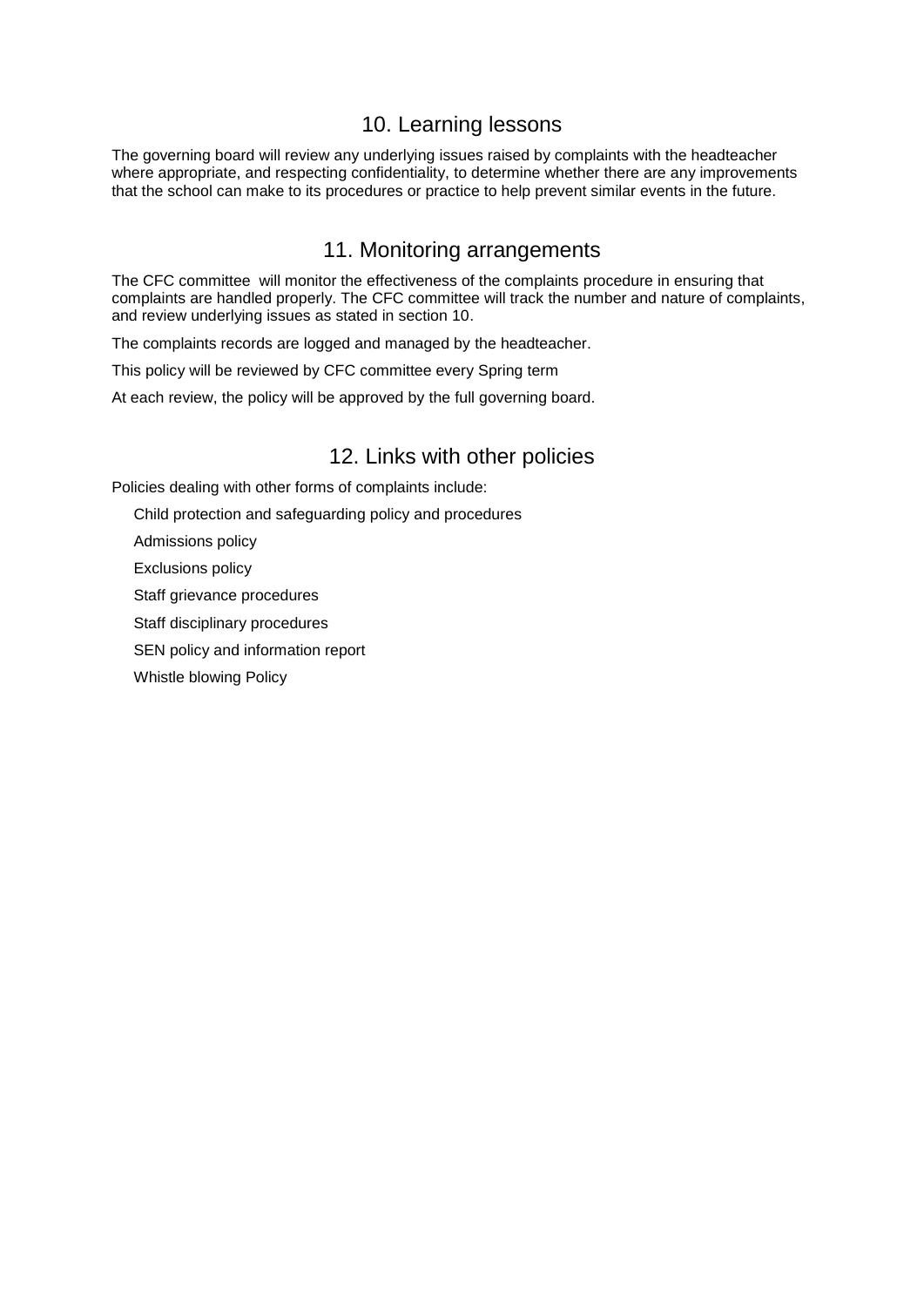## 10. Learning lessons

The governing board will review any underlying issues raised by complaints with the headteacher where appropriate, and respecting confidentiality, to determine whether there are any improvements that the school can make to its procedures or practice to help prevent similar events in the future.

## 11. Monitoring arrangements

The CFC committee will monitor the effectiveness of the complaints procedure in ensuring that complaints are handled properly. The CFC committee will track the number and nature of complaints, and review underlying issues as stated in section 10.

The complaints records are logged and managed by the headteacher.

This policy will be reviewed by CFC committee every Spring term

At each review, the policy will be approved by the full governing board.

## 12. Links with other policies

Policies dealing with other forms of complaints include:

- Child protection and safeguarding policy and procedures
- Admissions policy
- Exclusions policy
- Staff grievance procedures
- Staff disciplinary procedures
- SEN policy and information report
- Whistle blowing Policy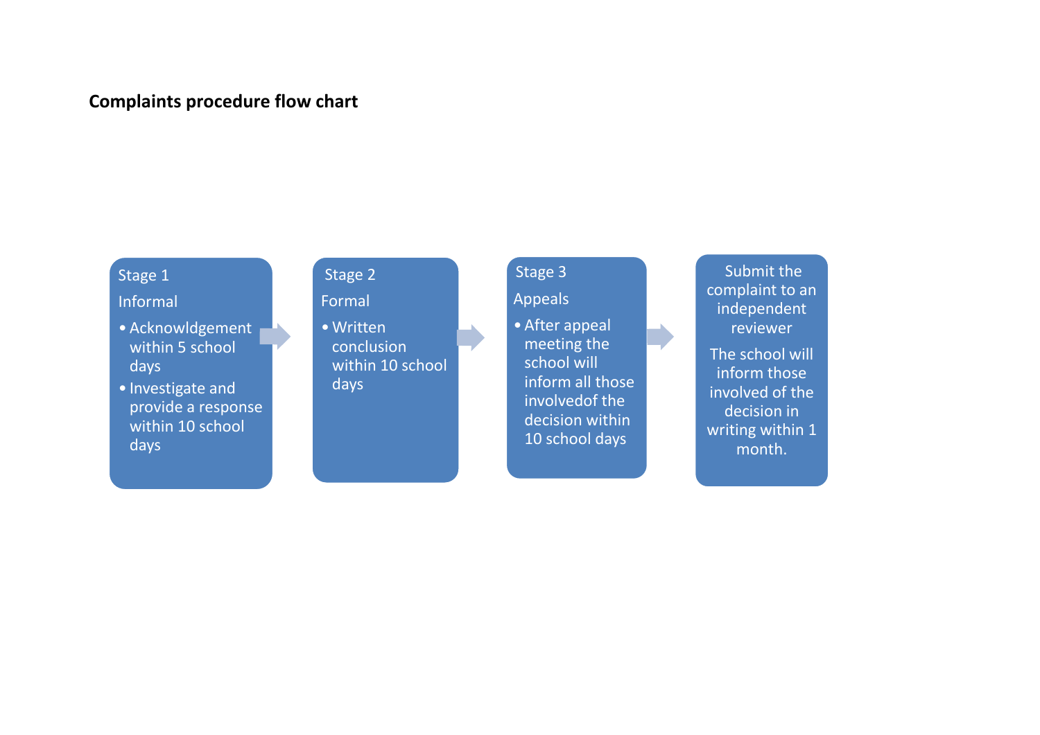**Complaints procedure flow chart**

Stage 1

Informal

- Acknowldgement within 5 school days
- Investigate and provide a response within 10 school days

Stage 2

Formal

- Written conclusion within 10 school days

Stage 3

Appeals

- After appeal meeting the school will inform all those involvedof the decision within 10 school days

Submit the complaint to an independent reviewer

The school will inform those involved of the decision in writing within 1 month.